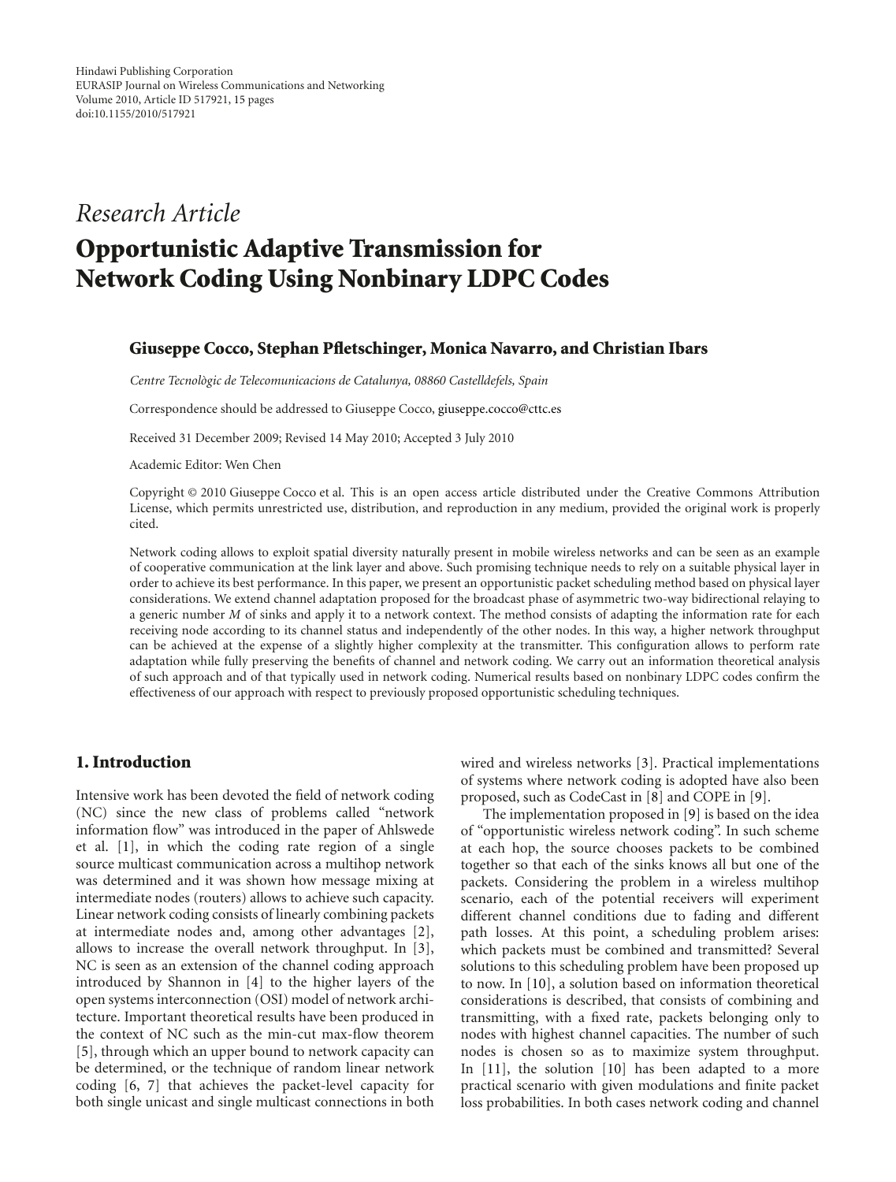Hindawi Publishing Corporation
EURASIP Journal on Wireless Communications and Networking
Volume 2010, Article ID 517921, 15 pages
doi:10.1155/2010/517921

*Research Article*

# Opportunistic Adaptive Transmission for Network Coding Using Nonbinary LDPC Codes

**Giuseppe Cocco, Stephan Pfletschinger, Monica Navarro, and Christian Ibars**

*Centre Tecnològic de Telecomunicacions de Catalunya, 08860 Castelldefels, Spain*

Correspondence should be addressed to Giuseppe Cocco, giuseppe.cocco@cttc.es

Received 31 December 2009; Revised 14 May 2010; Accepted 3 July 2010

Academic Editor: Wen Chen

Copyright © 2010 Giuseppe Cocco et al. This is an open access article distributed under the Creative Commons Attribution License, which permits unrestricted use, distribution, and reproduction in any medium, provided the original work is properly cited.

Network coding allows to exploit spatial diversity naturally present in mobile wireless networks and can be seen as an example of cooperative communication at the link layer and above. Such promising technique needs to rely on a suitable physical layer in order to achieve its best performance. In this paper, we present an opportunistic packet scheduling method based on physical layer considerations. We extend channel adaptation proposed for the broadcast phase of asymmetric two-way bidirectional relaying to a generic number $M$ of sinks and apply it to a network context. The method consists of adapting the information rate for each receiving node according to its channel status and independently of the other nodes. In this way, a higher network throughput can be achieved at the expense of a slightly higher complexity at the transmitter. This configuration allows to perform rate adaptation while fully preserving the benefits of channel and network coding. We carry out an information theoretical analysis of such approach and of that typically used in network coding. Numerical results based on nonbinary LDPC codes confirm the effectiveness of our approach with respect to previously proposed opportunistic scheduling techniques.

## 1. Introduction

Intensive work has been devoted the field of network coding (NC) since the new class of problems called "network information flow" was introduced in the paper of Ahlswede et al. [1], in which the coding rate region of a single source multicast communication across a multihop network was determined and it was shown how message mixing at intermediate nodes (routers) allows to achieve such capacity. Linear network coding consists of linearly combining packets at intermediate nodes and, among other advantages [2], allows to increase the overall network throughput. In [3], NC is seen as an extension of the channel coding approach introduced by Shannon in [4] to the higher layers of the open systems interconnection (OSI) model of network architecture. Important theoretical results have been produced in the context of NC such as the min-cut max-flow theorem [5], through which an upper bound to network capacity can be determined, or the technique of random linear network coding [6, 7] that achieves the packet-level capacity for both single unicast and single multicast connections in both wired and wireless networks [3]. Practical implementations of systems where network coding is adopted have also been proposed, such as CodeCast in [8] and COPE in [9].

The implementation proposed in [9] is based on the idea of "opportunistic wireless network coding". In such scheme at each hop, the source chooses packets to be combined together so that each of the sinks knows all but one of the packets. Considering the problem in a wireless multihop scenario, each of the potential receivers will experiment different channel conditions due to fading and different path losses. At this point, a scheduling problem arises: which packets must be combined and transmitted? Several solutions to this scheduling problem have been proposed up to now. In [10], a solution based on information theoretical considerations is described, that consists of combining and transmitting, with a fixed rate, packets belonging only to nodes with highest channel capacities. The number of such nodes is chosen so as to maximize system throughput. In [11], the solution [10] has been adapted to a more practical scenario with given modulations and finite packet loss probabilities. In both cases network coding and channel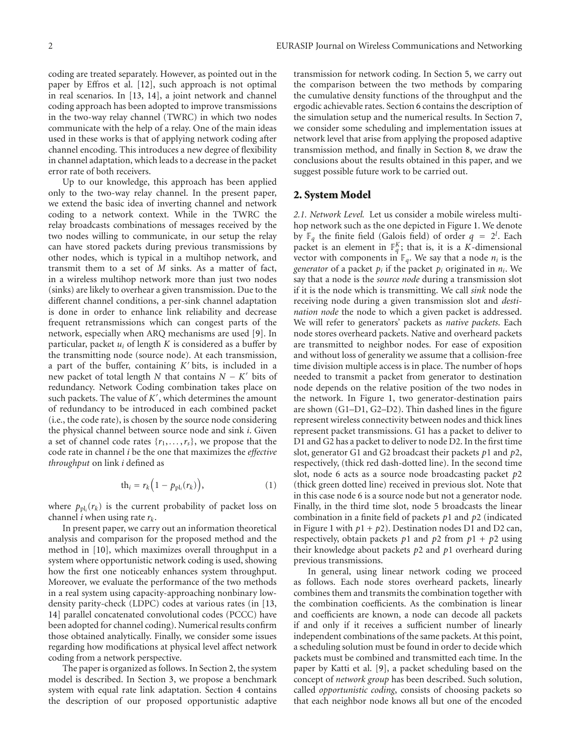coding are treated separately. However, as pointed out in the paper by Effros et al. [12], such approach is not optimal in real scenarios. In [13, 14], a joint network and channel coding approach has been adopted to improve transmissions in the two-way relay channel (TWRC) in which two nodes communicate with the help of a relay. One of the main ideas used in these works is that of applying network coding after channel encoding. This introduces a new degree of flexibility in channel adaptation, which leads to a decrease in the packet error rate of both receivers.

Up to our knowledge, this approach has been applied only to the two-way relay channel. In the present paper, we extend the basic idea of inverting channel and network coding to a network context. While in the TWRC the relay broadcasts combinations of messages received by the two nodes willing to communicate, in our setup the relay can have stored packets during previous transmissions by other nodes, which is typical in a multihop network, and transmit them to a set of $M$ sinks. As a matter of fact, in a wireless multihop network more than just two nodes (sinks) are likely to overhear a given transmission. Due to the different channel conditions, a per-sink channel adaptation is done in order to enhance link reliability and decrease frequent retransmissions which can congest parts of the network, especially when ARQ mechanisms are used [9]. In particular, packet $u_i$ of length $K$ is considered as a buffer by the transmitting node (source node). At each transmission, a part of the buffer, containing $K'$ bits, is included in a new packet of total length $N$ that contains $N - K'$ bits of redundancy. Network Coding combination takes place on such packets. The value of $K'$, which determines the amount of redundancy to be introduced in each combined packet (i.e., the code rate), is chosen by the source node considering the physical channel between source node and sink $i$. Given a set of channel code rates $\{r_1, \ldots, r_s\}$, we propose that the code rate in channel $i$ be the one that maximizes the *effective throughput* on link $i$ defined as

$$\mathrm{th}_i = r_k \left(1 - p_{\mathrm{pl}_i}(r_k)\right), \tag{1}$$

where $p_{\mathrm{pl}_i}(r_k)$ is the current probability of packet loss on channel $i$ when using rate $r_k$.

In present paper, we carry out an information theoretical analysis and comparison for the proposed method and the method in [10], which maximizes overall throughput in a system where opportunistic network coding is used, showing how the first one noticeably enhances system throughput. Moreover, we evaluate the performance of the two methods in a real system using capacity-approaching nonbinary low-density parity-check (LDPC) codes at various rates (in [13, 14] parallel concatenated convolutional codes (PCCC) have been adopted for channel coding). Numerical results confirm those obtained analytically. Finally, we consider some issues regarding how modifications at physical level affect network coding from a network perspective.

The paper is organized as follows. In Section 2, the system model is described. In Section 3, we propose a benchmark system with equal rate link adaptation. Section 4 contains the description of our proposed opportunistic adaptive transmission for network coding. In Section 5, we carry out the comparison between the two methods by comparing the cumulative density functions of the throughput and the ergodic achievable rates. Section 6 contains the description of the simulation setup and the numerical results. In Section 7, we consider some scheduling and implementation issues at network level that arise from applying the proposed adaptive transmission method, and finally in Section 8, we draw the conclusions about the results obtained in this paper, and we suggest possible future work to be carried out.

## 2. System Model

*2.1. Network Level.* Let us consider a mobile wireless multihop network such as the one depicted in Figure 1. We denote by $\mathbb{F}_q$ the finite field (Galois field) of order $q = 2^l$. Each packet is an element in $\mathbb{F}_q^K$; that is, it is a $K$-dimensional vector with components in $\mathbb{F}_q$. We say that a node $n_i$ is the *generator* of a packet $p_i$ if the packet $p_i$ originated in $n_i$. We say that a node is the *source node* during a transmission slot if it is the node which is transmitting. We call *sink* node the receiving node during a given transmission slot and *destination node* the node to which a given packet is addressed. We will refer to generators' packets as *native packets.* Each node stores overheard packets. Native and overheard packets are transmitted to neighbor nodes. For ease of exposition and without loss of generality we assume that a collision-free time division multiple access is in place. The number of hops needed to transmit a packet from generator to destination node depends on the relative position of the two nodes in the network. In Figure 1, two generator-destination pairs are shown (G1–D1, G2–D2). Thin dashed lines in the figure represent wireless connectivity between nodes and thick lines represent packet transmissions. G1 has a packet to deliver to D1 and G2 has a packet to deliver to node D2. In the first time slot, generator G1 and G2 broadcast their packets $p1$ and $p2$, respectively, (thick red dash-dotted line). In the second time slot, node 6 acts as a source node broadcasting packet $p2$ (thick green dotted line) received in previous slot. Note that in this case node 6 is a source node but not a generator node. Finally, in the third time slot, node 5 broadcasts the linear combination in a finite field of packets $p1$ and $p2$ (indicated in Figure 1 with $p1 + p2$). Destination nodes D1 and D2 can, respectively, obtain packets $p1$ and $p2$ from $p1 + p2$ using their knowledge about packets $p2$ and $p1$ overheard during previous transmissions.

In general, using linear network coding we proceed as follows. Each node stores overheard packets, linearly combines them and transmits the combination together with the combination coefficients. As the combination is linear and coefficients are known, a node can decode all packets if and only if it receives a sufficient number of linearly independent combinations of the same packets. At this point, a scheduling solution must be found in order to decide which packets must be combined and transmitted each time. In the paper by Katti et al. [9], a packet scheduling based on the concept of *network group* has been described. Such solution, called *opportunistic coding*, consists of choosing packets so that each neighbor node knows all but one of the encoded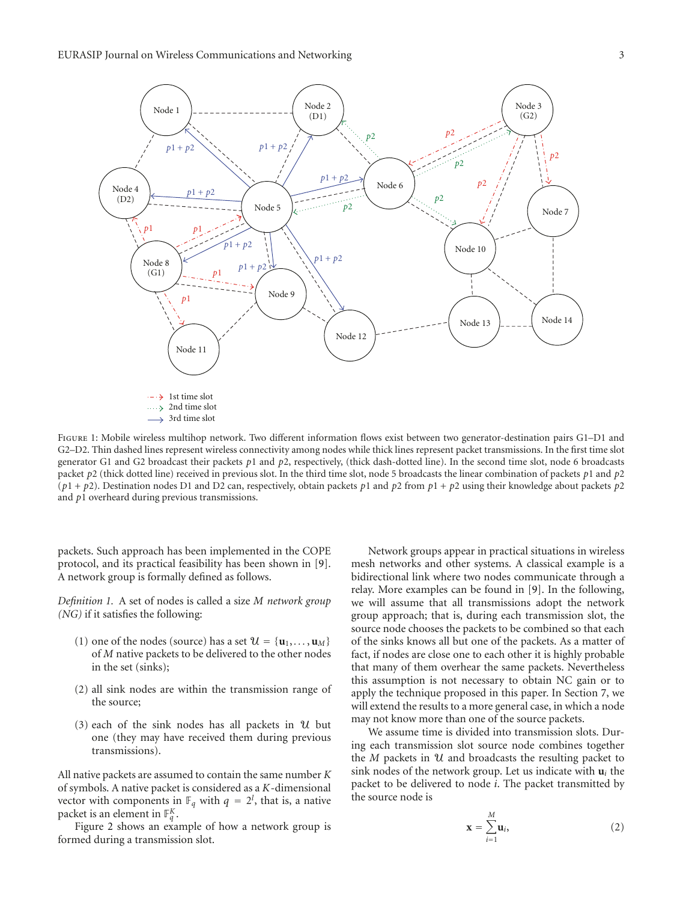Figure 1: Mobile wireless multihop network. Two different information flows exist between two generator-destination pairs G1–D1 and G2–D2. Thin dashed lines represent wireless connectivity among nodes while thick lines represent packet transmissions. In the first time slot generator G1 and G2 broadcast their packets $p1$ and $p2$, respectively, (thick dash-dotted line). In the second time slot, node 6 broadcasts packet $p2$ (thick dotted line) received in previous slot. In the third time slot, node 5 broadcasts the linear combination of packets $p1$ and $p2$ ($p1 + p2$). Destination nodes D1 and D2 can, respectively, obtain packets $p1$ and $p2$ from $p1 + p2$ using their knowledge about packets $p2$ and $p1$ overheard during previous transmissions.

packets. Such approach has been implemented in the COPE protocol, and its practical feasibility has been shown in [9]. A network group is formally defined as follows.

*Definition 1.* A set of nodes is called a size $M$ *network group (NG)* if it satisfies the following:

(1) one of the nodes (source) has a set $\mathcal{U} = \{\mathbf{u}_1, \ldots, \mathbf{u}_M\}$ of $M$ native packets to be delivered to the other nodes in the set (sinks);

(2) all sink nodes are within the transmission range of the source;

(3) each of the sink nodes has all packets in $\mathcal{U}$ but one (they may have received them during previous transmissions).

All native packets are assumed to contain the same number $K$ of symbols. A native packet is considered as a $K$-dimensional vector with components in $\mathbb{F}_q$ with $q = 2^l$, that is, a native packet is an element in $\mathbb{F}_q^K$.

Figure 2 shows an example of how a network group is formed during a transmission slot.

Network groups appear in practical situations in wireless mesh networks and other systems. A classical example is a bidirectional link where two nodes communicate through a relay. More examples can be found in [9]. In the following, we will assume that all transmissions adopt the network group approach; that is, during each transmission slot, the source node chooses the packets to be combined so that each of the sinks knows all but one of the packets. As a matter of fact, if nodes are close one to each other it is highly probable that many of them overhear the same packets. Nevertheless this assumption is not necessary to obtain NC gain or to apply the technique proposed in this paper. In Section 7, we will extend the results to a more general case, in which a node may not know more than one of the source packets.

We assume time is divided into transmission slots. During each transmission slot source node combines together the $M$ packets in $\mathcal{U}$ and broadcasts the resulting packet to sink nodes of the network group. Let us indicate with $\mathbf{u}_i$ the packet to be delivered to node $i$. The packet transmitted by the source node is

$$\mathbf{x} = \sum_{i=1}^{M} \mathbf{u}_i, \tag{2}$$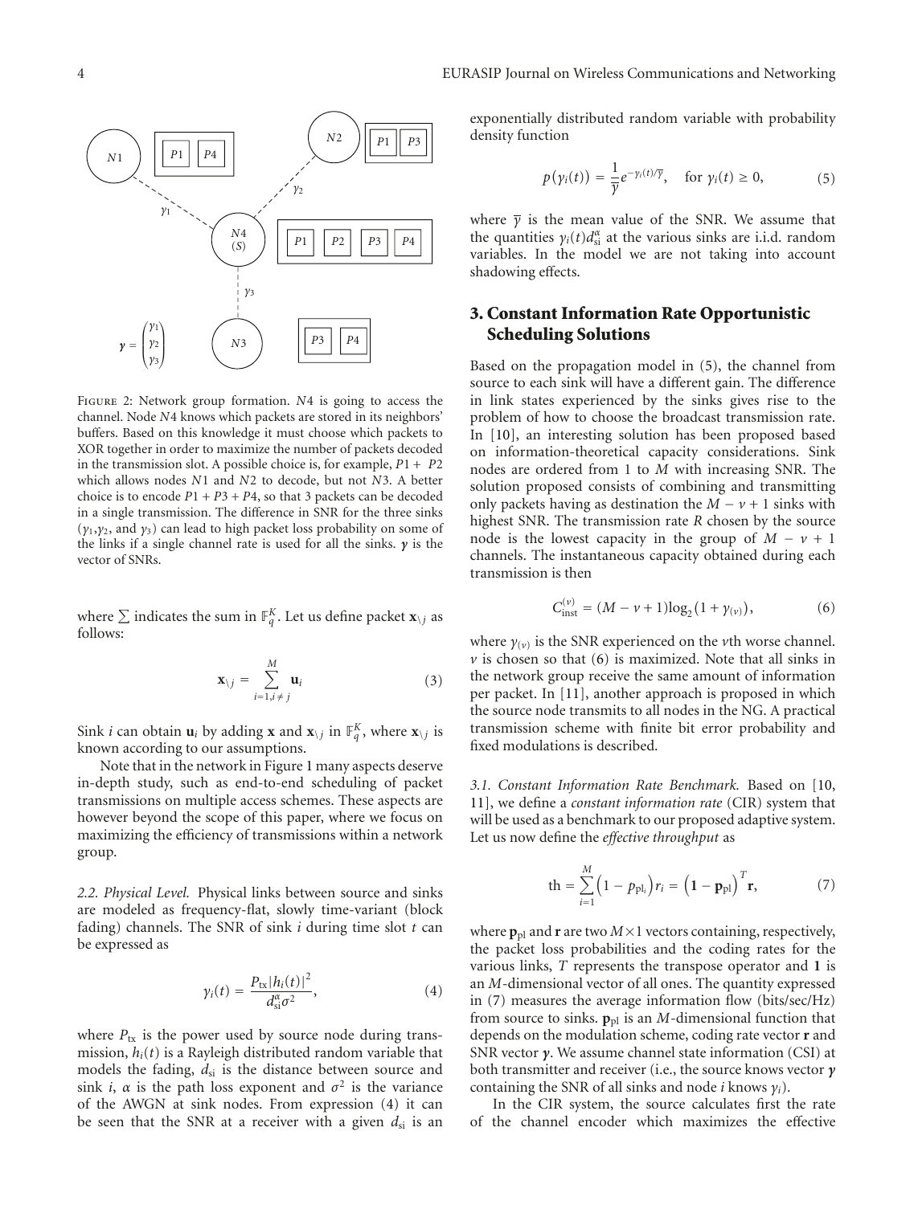FIGURE 2: Network group formation. $N4$ is going to access the channel. Node $N4$ knows which packets are stored in its neighbors' buffers. Based on this knowledge it must choose which packets to XOR together in order to maximize the number of packets decoded in the transmission slot. A possible choice is, for example, $P1 + P2$ which allows nodes $N1$ and $N2$ to decode, but not $N3$. A better choice is to encode $P1 + P3 + P4$, so that 3 packets can be decoded in a single transmission. The difference in SNR for the three sinks ($\gamma_1$,$\gamma_2$, and $\gamma_3$) can lead to high packet loss probability on some of the links if a single channel rate is used for all the sinks. $\boldsymbol{\gamma}$ is the vector of SNRs.

where $\sum$ indicates the sum in $\mathbb{F}_q^K$. Let us define packet $\mathbf{x}_{\setminus j}$ as follows:

$$\mathbf{x}_{\setminus j} = \sum_{i=1, i \neq j}^{M} \mathbf{u}_i \tag{3}$$

Sink $i$ can obtain $\mathbf{u}_i$ by adding $\mathbf{x}$ and $\mathbf{x}_{\setminus j}$ in $\mathbb{F}_q^K$, where $\mathbf{x}_{\setminus j}$ is known according to our assumptions.

Note that in the network in Figure 1 many aspects deserve in-depth study, such as end-to-end scheduling of packet transmissions on multiple access schemes. These aspects are however beyond the scope of this paper, where we focus on maximizing the efficiency of transmissions within a network group.

*2.2. Physical Level.* Physical links between source and sinks are modeled as frequency-flat, slowly time-variant (block fading) channels. The SNR of sink $i$ during time slot $t$ can be expressed as

$$\gamma_i(t) = \frac{P_{\text{tx}} |h_i(t)|^2}{d_{\text{si}}^{\alpha} \sigma^2}, \tag{4}$$

where $P_{\text{tx}}$ is the power used by source node during transmission, $h_i(t)$ is a Rayleigh distributed random variable that models the fading, $d_{\text{si}}$ is the distance between source and sink $i$, $\alpha$ is the path loss exponent and $\sigma^2$ is the variance of the AWGN at sink nodes. From expression (4) it can be seen that the SNR at a receiver with a given $d_{\text{si}}$ is an exponentially distributed random variable with probability density function

$$p(\gamma_i(t)) = \frac{1}{\overline{\gamma}} e^{-\gamma_i(t)/\overline{\gamma}}, \quad \text{for } \gamma_i(t) \geq 0, \tag{5}$$

where $\overline{\gamma}$ is the mean value of the SNR. We assume that the quantities $\gamma_i(t) d_{\text{si}}^{\alpha}$ at the various sinks are i.i.d. random variables. In the model we are not taking into account shadowing effects.

## 3. Constant Information Rate Opportunistic Scheduling Solutions

Based on the propagation model in (5), the channel from source to each sink will have a different gain. The difference in link states experienced by the sinks gives rise to the problem of how to choose the broadcast transmission rate. In [10], an interesting solution has been proposed based on information-theoretical capacity considerations. Sink nodes are ordered from 1 to $M$ with increasing SNR. The solution proposed consists of combining and transmitting only packets having as destination the $M - \nu + 1$ sinks with highest SNR. The transmission rate $R$ chosen by the source node is the lowest capacity in the group of $M - \nu + 1$ channels. The instantaneous capacity obtained during each transmission is then

$$C_{\text{inst}}^{(\nu)} = (M - \nu + 1) \log_2 (1 + \gamma_{(\nu)}), \tag{6}$$

where $\gamma_{(\nu)}$ is the SNR experienced on the $\nu$th worse channel. $\nu$ is chosen so that (6) is maximized. Note that all sinks in the network group receive the same amount of information per packet. In [11], another approach is proposed in which the source node transmits to all nodes in the NG. A practical transmission scheme with finite bit error probability and fixed modulations is described.

*3.1. Constant Information Rate Benchmark.* Based on [10, 11], we define a *constant information rate* (CIR) system that will be used as a benchmark to our proposed adaptive system. Let us now define the *effective throughput* as

$$\text{th} = \sum_{i=1}^{M} \left(1 - p_{\text{pl}_i}\right) r_i = \left(\mathbf{1} - \mathbf{p}_{\text{pl}}\right)^T \mathbf{r}, \tag{7}$$

where $\mathbf{p}_{\text{pl}}$ and $\mathbf{r}$ are two $M \times 1$ vectors containing, respectively, the packet loss probabilities and the coding rates for the various links, $T$ represents the transpose operator and $\mathbf{1}$ is an $M$-dimensional vector of all ones. The quantity expressed in (7) measures the average information flow (bits/sec/Hz) from source to sinks. $\mathbf{p}_{\text{pl}}$ is an $M$-dimensional function that depends on the modulation scheme, coding rate vector $\mathbf{r}$ and SNR vector $\boldsymbol{\gamma}$. We assume channel state information (CSI) at both transmitter and receiver (i.e., the source knows vector $\boldsymbol{\gamma}$ containing the SNR of all sinks and node $i$ knows $\gamma_i$).

In the CIR system, the source calculates first the rate of the channel encoder which maximizes the effective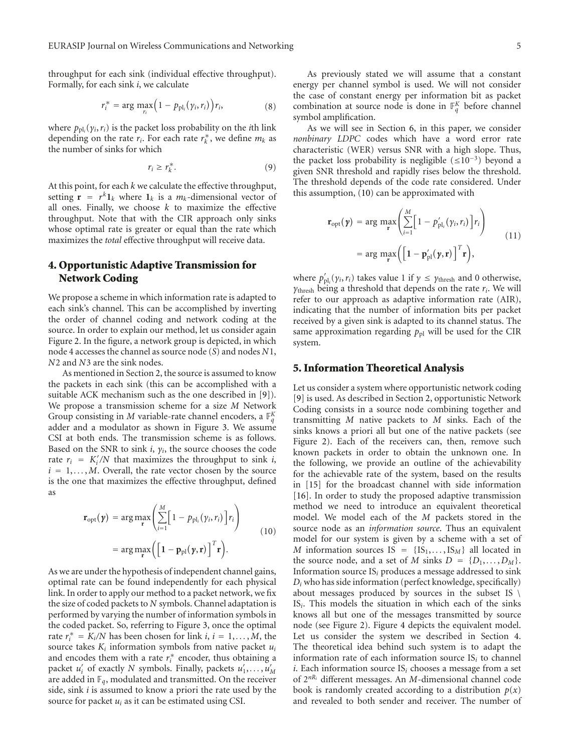throughput for each sink (individual effective throughput). Formally, for each sink $i$, we calculate

$$r_i^* = \arg\max_{r_i} \left(1 - p_{\mathrm{pl}_i}(\gamma_i, r_i)\right) r_i, \tag{8}$$

where $p_{\mathrm{pl}_i}(\gamma_i, r_i)$ is the packet loss probability on the $i$th link depending on the rate $r_i$. For each rate $r_k^*$, we define $m_k$ as the number of sinks for which

$$r_i \geq r_k^*. \tag{9}$$

At this point, for each $k$ we calculate the effective throughput, setting $\mathbf{r} = r^k \mathbf{1}_k$ where $\mathbf{1}_k$ is a $m_k$-dimensional vector of all ones. Finally, we choose $k$ to maximize the effective throughput. Note that with the CIR approach only sinks whose optimal rate is greater or equal than the rate which maximizes the *total* effective throughput will receive data.

## 4. Opportunistic Adaptive Transmission for Network Coding

We propose a scheme in which information rate is adapted to each sink's channel. This can be accomplished by inverting the order of channel coding and network coding at the source. In order to explain our method, let us consider again Figure 2. In the figure, a network group is depicted, in which node 4 accesses the channel as source node ($S$) and nodes $N1$, $N2$ and $N3$ are the sink nodes.

As mentioned in Section 2, the source is assumed to know the packets in each sink (this can be accomplished with a suitable ACK mechanism such as the one described in [9]). We propose a transmission scheme for a size $M$ Network Group consisting in $M$ variable-rate channel encoders, a $\mathbb{F}_q^K$ adder and a modulator as shown in Figure 3. We assume CSI at both ends. The transmission scheme is as follows. Based on the SNR to sink $i$, $\gamma_i$, the source chooses the code rate $r_i = K_i'/N$ that maximizes the throughput to sink $i$, $i = 1, \ldots, M$. Overall, the rate vector chosen by the source is the one that maximizes the effective throughput, defined as

$$\begin{aligned}\mathbf{r}_{\mathrm{opt}}(\boldsymbol{\gamma}) &= \arg\max_{\mathbf{r}} \left( \sum_{i=1}^{M} \left[1 - p_{\mathrm{pl}_i}(\gamma_i, r_i)\right] r_i \right) \\ &= \arg\max_{\mathbf{r}} \left( \left[\mathbf{1} - \mathbf{p}_{\mathrm{pl}}(\boldsymbol{\gamma}, \mathbf{r})\right]^T \mathbf{r} \right).\end{aligned} \tag{10}$$

As we are under the hypothesis of independent channel gains, optimal rate can be found independently for each physical link. In order to apply our method to a packet network, we fix the size of coded packets to $N$ symbols. Channel adaptation is performed by varying the number of information symbols in the coded packet. So, referring to Figure 3, once the optimal rate $r_i^* = K_i/N$ has been chosen for link $i$, $i = 1, \ldots, M$, the source takes $K_i$ information symbols from native packet $u_i$ and encodes them with a rate $r_i^*$ encoder, thus obtaining a packet $u_i'$ of exactly $N$ symbols. Finally, packets $u_1', \ldots, u_M'$ are added in $\mathbb{F}_q$, modulated and transmitted. On the receiver side, sink $i$ is assumed to know a priori the rate used by the source for packet $u_i$ as it can be estimated using CSI.

As previously stated we will assume that a constant energy per channel symbol is used. We will not consider the case of constant energy per information bit as packet combination at source node is done in $\mathbb{F}_q^K$ before channel symbol amplification.

As we will see in Section 6, in this paper, we consider *nonbinary LDPC* codes which have a word error rate characteristic (WER) versus SNR with a high slope. Thus, the packet loss probability is negligible ($\leq 10^{-3}$) beyond a given SNR threshold and rapidly rises below the threshold. The threshold depends of the code rate considered. Under this assumption, (10) can be approximated with

$$\begin{aligned}\mathbf{r}_{\mathrm{opt}}(\boldsymbol{\gamma}) &= \arg\max_{\mathbf{r}} \left( \sum_{i=1}^{M} \left[1 - p'_{\mathrm{pl}_i}(\gamma_i, r_i)\right] r_i \right) \\ &= \arg\max_{\mathbf{r}} \left( \left[\mathbf{1} - \mathbf{p}'_{\mathrm{pl}}(\boldsymbol{\gamma}, \mathbf{r})\right]^T \mathbf{r} \right),\end{aligned} \tag{11}$$

where $p'_{\mathrm{pl}_i}(\gamma_i, r_i)$ takes value 1 if $\gamma \leq \gamma_{\mathrm{thresh}}$ and 0 otherwise, $\gamma_{\mathrm{thresh}}$ being a threshold that depends on the rate $r_i$. We will refer to our approach as adaptive information rate (AIR), indicating that the number of information bits per packet received by a given sink is adapted to its channel status. The same approximation regarding $p_{\mathrm{pl}}$ will be used for the CIR system.

## 5. Information Theoretical Analysis

Let us consider a system where opportunistic network coding [9] is used. As described in Section 2, opportunistic Network Coding consists in a source node combining together and transmitting $M$ native packets to $M$ sinks. Each of the sinks knows a priori all but one of the native packets (see Figure 2). Each of the receivers can, then, remove such known packets in order to obtain the unknown one. In the following, we provide an outline of the achievability for the achievable rate of the system, based on the results in [15] for the broadcast channel with side information [16]. In order to study the proposed adaptive transmission method we need to introduce an equivalent theoretical model. We model each of the $M$ packets stored in the source node as an *information source*. Thus an equivalent model for our system is given by a scheme with a set of $M$ information sources $\mathrm{IS} = \{\mathrm{IS}_1, \ldots, \mathrm{IS}_M\}$ all located in the source node, and a set of $M$ sinks $D = \{D_1, \ldots, D_M\}$. Information source $\mathrm{IS}_i$ produces a message addressed to sink $D_i$ who has side information (perfect knowledge, specifically) about messages produced by sources in the subset $\mathrm{IS} \setminus \mathrm{IS}_i$. This models the situation in which each of the sinks knows all but one of the messages transmitted by source node (see Figure 2). Figure 4 depicts the equivalent model. Let us consider the system we described in Section 4. The theoretical idea behind such system is to adapt the information rate of each information source $\mathrm{IS}_i$ to channel $i$. Each information source $\mathrm{IS}_i$ chooses a message from a set of $2^{nR_i}$ different messages. An $M$-dimensional channel code book is randomly created according to a distribution $p(x)$ and revealed to both sender and receiver. The number of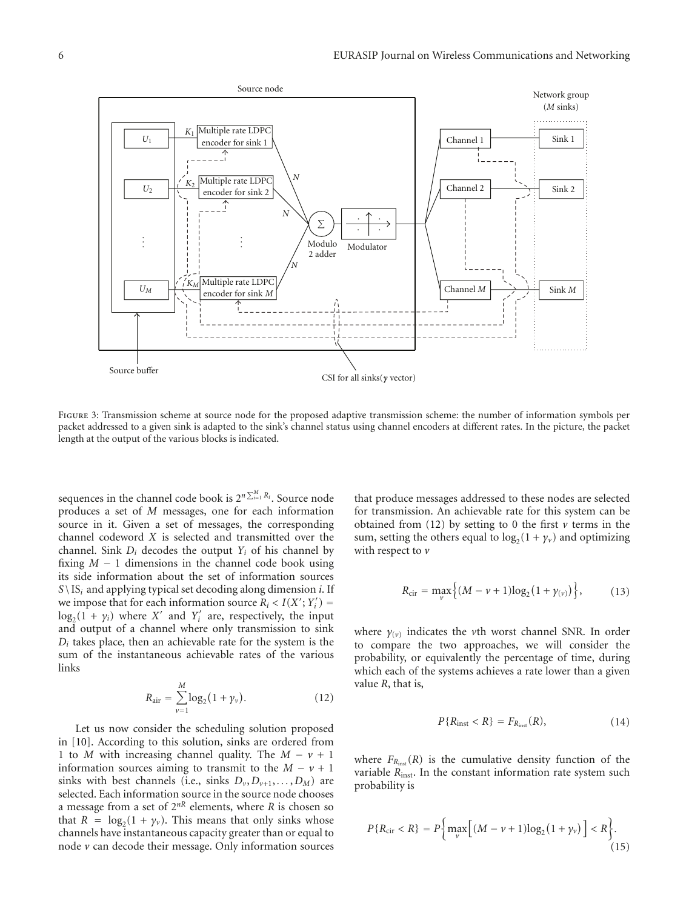Figure 3: Transmission scheme at source node for the proposed adaptive transmission scheme: the number of information symbols per packet addressed to a given sink is adapted to the sink's channel status using channel encoders at different rates. In the picture, the packet length at the output of the various blocks is indicated.

sequences in the channel code book is $2^{n\sum_{i=1}^{M} R_i}$. Source node produces a set of $M$ messages, one for each information source in it. Given a set of messages, the corresponding channel codeword $X$ is selected and transmitted over the channel. Sink $D_i$ decodes the output $Y_i$ of his channel by fixing $M-1$ dimensions in the channel code book using its side information about the set of information sources $S \setminus \mathrm{IS}_i$ and applying typical set decoding along dimension $i$. If we impose that for each information source $R_i < I(X'; Y_i') = \log_2(1+\gamma_i)$ where $X'$ and $Y_i'$ are, respectively, the input and output of a channel where only transmission to sink $D_i$ takes place, then an achievable rate for the system is the sum of the instantaneous achievable rates of the various links

$$R_{\text{air}} = \sum_{\nu=1}^{M} \log_2(1+\gamma_\nu). \tag{12}$$

Let us now consider the scheduling solution proposed in [10]. According to this solution, sinks are ordered from 1 to $M$ with increasing channel quality. The $M-\nu+1$ information sources aiming to transmit to the $M-\nu+1$ sinks with best channels (i.e., sinks $D_\nu, D_{\nu+1}, \ldots, D_M$) are selected. Each information source in the source node chooses a message from a set of $2^{nR}$ elements, where $R$ is chosen so that $R = \log_2(1+\gamma_\nu)$. This means that only sinks whose channels have instantaneous capacity greater than or equal to node $\nu$ can decode their message. Only information sources that produce messages addressed to these nodes are selected for transmission. An achievable rate for this system can be obtained from (12) by setting to 0 the first $\nu$ terms in the sum, setting the others equal to $\log_2(1+\gamma_\nu)$ and optimizing with respect to $\nu$

$$R_{\text{cir}} = \max_{\nu} \left\{ (M-\nu+1)\log_2\left(1+\gamma_{(\nu)}\right) \right\}, \tag{13}$$

where $\gamma_{(\nu)}$ indicates the $\nu$th worst channel SNR. In order to compare the two approaches, we will consider the probability, or equivalently the percentage of time, during which each of the systems achieves a rate lower than a given value $R$, that is,

$$P\{R_{\text{inst}} < R\} = F_{R_{\text{inst}}}(R), \tag{14}$$

where $F_{R_{\text{inst}}}(R)$ is the cumulative density function of the variable $R_{\text{inst}}$. In the constant information rate system such probability is

$$P\{R_{\text{cir}} < R\} = P\left\{ \max_{\nu} \left[ (M-\nu+1)\log_2(1+\gamma_\nu) \right] < R \right\}. \tag{15}$$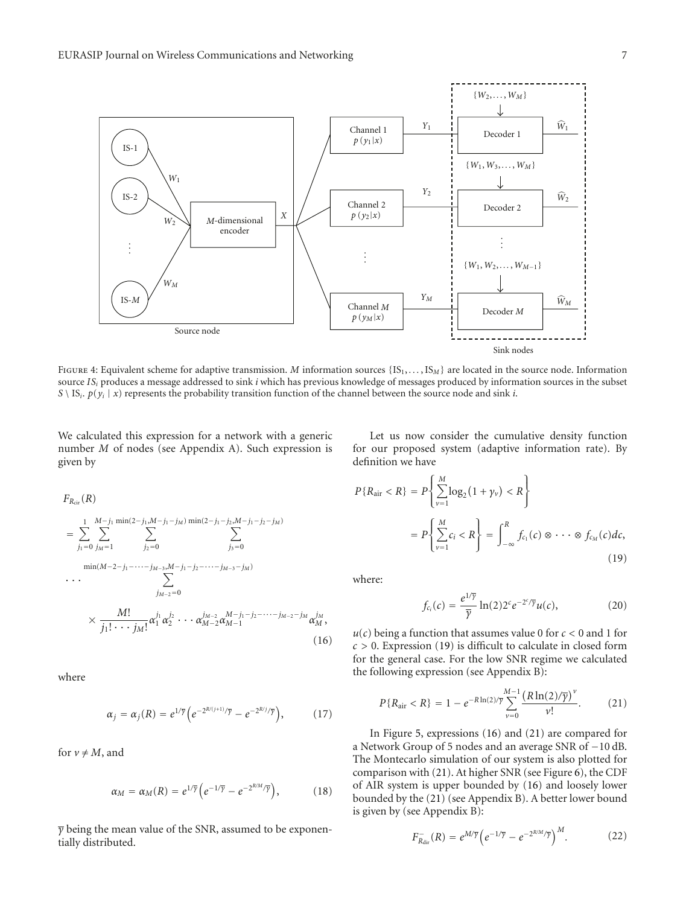Figure 4: Equivalent scheme for adaptive transmission. $M$ information sources $\{\mathrm{IS}_1, \ldots, \mathrm{IS}_M\}$ are located in the source node. Information source $IS_i$ produces a message addressed to sink $i$ which has previous knowledge of messages produced by information sources in the subset $S \setminus \mathrm{IS}_i$. $p(y_i \mid x)$ represents the probability transition function of the channel between the source node and sink $i$.

We calculated this expression for a network with a generic number $M$ of nodes (see Appendix A). Such expression is given by

$$
\begin{aligned}
F_{R_{\mathrm{cir}}}(R) &= \sum_{j_1=0}^{1} \sum_{j_M=1}^{M-j_1} \sum_{j_2=0}^{\min(2-j_1, M-j_1-j_M)} \sum_{j_3=0}^{\min(2-j_1-j_2, M-j_1-j_2-j_M)} \\
&\quad \cdots \sum_{j_{M-2}=0}^{\min(M-2-j_1-\cdots-j_{M-3}, M-j_1-j_2-\cdots-j_{M-3}-j_M)} \\
&\quad \times \frac{M!}{j_1! \cdots j_M!} \alpha_1^{j_1} \alpha_2^{j_2} \cdots \alpha_{M-2}^{j_{M-2}} \alpha_{M-1}^{M-j_1-j_2-\cdots-j_{M-2}-j_M} \alpha_M^{j_M},
\end{aligned} \tag{16}
$$

where

$$
\alpha_j = \alpha_j(R) = e^{1/\overline{\gamma}} \left( e^{-2^{R/(j+1)}/\overline{\gamma}} - e^{-2^{R/j}/\overline{\gamma}} \right), \tag{17}
$$

for $\nu \neq M$, and

$$
\alpha_M = \alpha_M(R) = e^{1/\overline{\gamma}} \left( e^{-1/\overline{\gamma}} - e^{-2^{R/M}/\overline{\gamma}} \right), \tag{18}
$$

$\overline{\gamma}$ being the mean value of the SNR, assumed to be exponentially distributed.

Let us now consider the cumulative density function for our proposed system (adaptive information rate). By definition we have

$$
\begin{aligned}
P\{R_{\mathrm{air}} < R\} &= P\left\{ \sum_{\nu=1}^{M} \log_2(1+\gamma_\nu) < R \right\} \\
&= P\left\{ \sum_{\nu=1}^{M} c_i < R \right\} = \int_{-\infty}^{R} f_{c_1}(c) \otimes \cdots \otimes f_{c_M}(c) dc,
\end{aligned} \tag{19}
$$

where:

$$
f_{c_i}(c) = \frac{e^{1/\overline{\gamma}}}{\overline{\gamma}} \ln(2) 2^c e^{-2^c/\overline{\gamma}} u(c), \tag{20}
$$

$u(c)$ being a function that assumes value 0 for $c < 0$ and 1 for $c > 0$. Expression (19) is difficult to calculate in closed form for the general case. For the low SNR regime we calculated the following expression (see Appendix B):

$$
P\{R_{\mathrm{air}} < R\} = 1 - e^{-R \ln(2)/\overline{\gamma}} \sum_{\nu=0}^{M-1} \frac{\left(R \ln(2)/\overline{\gamma}\right)^\nu}{\nu!}. \tag{21}
$$

In Figure 5, expressions (16) and (21) are compared for a Network Group of 5 nodes and an average SNR of $-10$ dB. The Montecarlo simulation of our system is also plotted for comparison with (21). At higher SNR (see Figure 6), the CDF of AIR system is upper bounded by (16) and loosely lower bounded by the (21) (see Appendix B). A better lower bound is given by (see Appendix B):

$$
F^{-}_{R_{\mathrm{dir}}}(R) = e^{M/\overline{\gamma}} \left( e^{-1/\overline{\gamma}} - e^{-2^{R/M}/\overline{\gamma}} \right)^M. \tag{22}
$$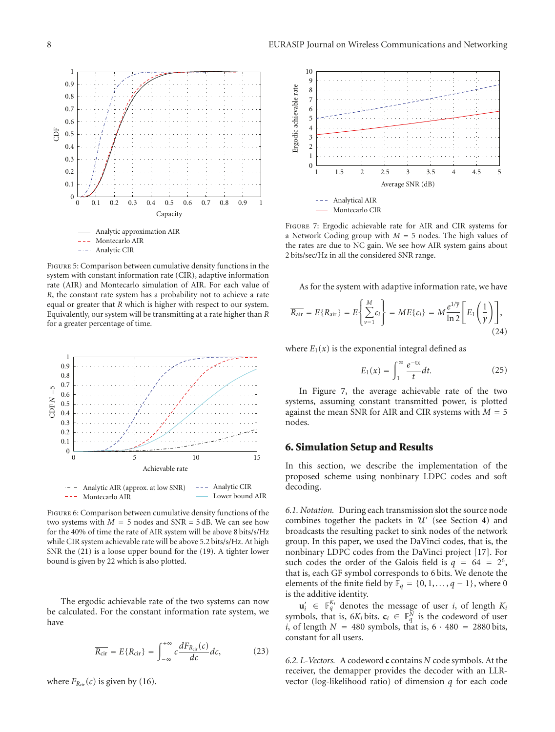Figure 5: Comparison between cumulative density functions in the system with constant information rate (CIR), adaptive information rate (AIR) and Montecarlo simulation of AIR. For each value of $R$, the constant rate system has a probability not to achieve a rate equal or greater that $R$ which is higher with respect to our system. Equivalently, our system will be transmitting at a rate higher than $R$ for a greater percentage of time.

Figure 6: Comparison between cumulative density functions of the two systems with $M = 5$ nodes and SNR = 5 dB. We can see how for the 40% of time the rate of AIR system will be above 8 bits/s/Hz while CIR system achievable rate will be above 5.2 bits/s/Hz. At high SNR the (21) is a loose upper bound for the (19). A tighter lower bound is given by 22 which is also plotted.

The ergodic achievable rate of the two systems can now be calculated. For the constant information rate system, we have

$$\overline{R_{\mathrm{cir}}} = E\{R_{\mathrm{cir}}\} = \int_{-\infty}^{+\infty} c \frac{dF_{R_{\mathrm{cir}}}(c)}{dc} dc, \tag{23}$$

where $F_{R_{\mathrm{cir}}}(c)$ is given by (16).

Figure 7: Ergodic achievable rate for AIR and CIR systems for a Network Coding group with $M = 5$ nodes. The high values of the rates are due to NC gain. We see how AIR system gains about 2 bits/sec/Hz in all the considered SNR range.

As for the system with adaptive information rate, we have

$$\overline{R_{\mathrm{air}}} = E\{R_{\mathrm{air}}\} = E\left\{\sum_{v=1}^{M} c_i\right\} = ME\{c_i\} = M\frac{e^{1/\overline{\gamma}}}{\ln 2}\left[E_1\left(\frac{1}{\overline{\gamma}}\right)\right], \tag{24}$$

where $E_1(x)$ is the exponential integral defined as

$$E_1(x) = \int_1^{\infty} \frac{e^{-tx}}{t} dt. \tag{25}$$

In Figure 7, the average achievable rate of the two systems, assuming constant transmitted power, is plotted against the mean SNR for AIR and CIR systems with $M = 5$ nodes.

## 6. Simulation Setup and Results

In this section, we describe the implementation of the proposed scheme using nonbinary LDPC codes and soft decoding.

*6.1. Notation.* During each transmission slot the source node combines together the packets in $\mathcal{U}'$ (see Section 4) and broadcasts the resulting packet to sink nodes of the network group. In this paper, we used the DaVinci codes, that is, the nonbinary LDPC codes from the DaVinci project [17]. For such codes the order of the Galois field is $q = 64 = 2^6$, that is, each GF symbol corresponds to 6 bits. We denote the elements of the finite field by $\mathbb{F}_q = \{0, 1, \ldots, q-1\}$, where 0 is the additive identity.

$\mathbf{u}_i' \in \mathbb{F}_q^{K_i}$ denotes the message of user $i$, of length $K_i$ symbols, that is, $6K_i$ bits. $\mathbf{c}_i \in \mathbb{F}_q^{N}$ is the codeword of user $i$, of length $N = 480$ symbols, that is, $6 \cdot 480 = 2880$ bits, constant for all users.

*6.2. L-Vectors.* A codeword $\mathbf{c}$ contains $N$ code symbols. At the receiver, the demapper provides the decoder with an LLR-vector (log-likelihood ratio) of dimension $q$ for each code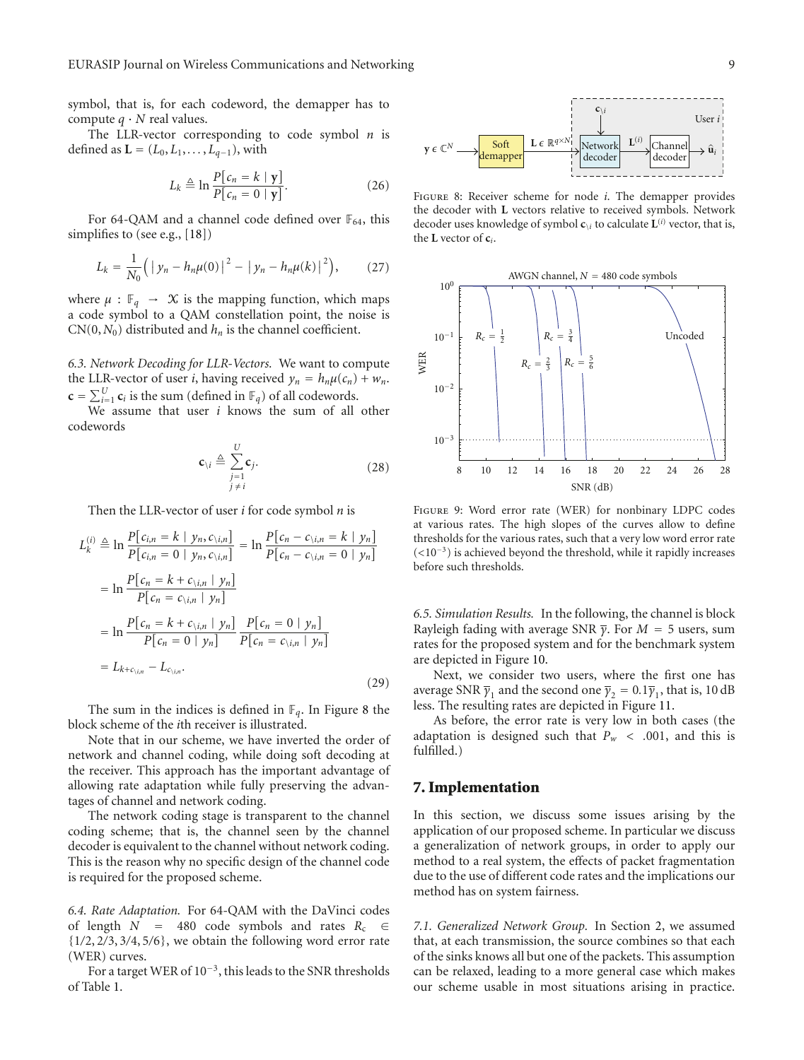symbol, that is, for each codeword, the demapper has to compute $q \cdot N$ real values.

The LLR-vector corresponding to code symbol $n$ is defined as $\mathbf{L} = (L_0, L_1, \ldots, L_{q-1})$, with

$$L_k \triangleq \ln \frac{P[c_n = k \mid \mathbf{y}]}{P[c_n = 0 \mid \mathbf{y}]}. \tag{26}$$

For 64-QAM and a channel code defined over $\mathbb{F}_{64}$, this simplifies to (see e.g., [18])

$$L_k = \frac{1}{N_0}\left(\left| y_n - h_n \mu(0)\right|^2 - \left| y_n - h_n \mu(k)\right|^2\right), \tag{27}$$

where $\mu : \mathbb{F}_q \rightarrow \mathcal{X}$ is the mapping function, which maps a code symbol to a QAM constellation point, the noise is $\mathcal{CN}(0, N_0)$ distributed and $h_n$ is the channel coefficient.

*6.3. Network Decoding for LLR-Vectors.* We want to compute the LLR-vector of user $i$, having received $y_n = h_n \mu(c_n) + w_n$. $\mathbf{c} = \sum_{i=1}^{U} \mathbf{c}_i$ is the sum (defined in $\mathbb{F}_q$) of all codewords.

We assume that user $i$ knows the sum of all other codewords

$$\mathbf{c}_{\setminus i} \triangleq \sum_{\substack{j=1 \\ j \neq i}}^{U} \mathbf{c}_j. \tag{28}$$

Then the LLR-vector of user $i$ for code symbol $n$ is

$$\begin{aligned}
L_k^{(i)} &\triangleq \ln \frac{P[c_{i,n} = k \mid y_n, c_{\setminus i,n}]}{P[c_{i,n} = 0 \mid y_n, c_{\setminus i,n}]} = \ln \frac{P[c_n - c_{\setminus i,n} = k \mid y_n]}{P[c_n - c_{\setminus i,n} = 0 \mid y_n]} \\
&= \ln \frac{P[c_n = k + c_{\setminus i,n} \mid y_n]}{P[c_n = c_{\setminus i,n} \mid y_n]} \\
&= \ln \frac{P[c_n = k + c_{\setminus i,n} \mid y_n]}{P[c_n = 0 \mid y_n]} \frac{P[c_n = 0 \mid y_n]}{P[c_n = c_{\setminus i,n} \mid y_n]} \\
&= L_{k + c_{\setminus i,n}} - L_{c_{\setminus i,n}}.
\end{aligned} \tag{29}$$

The sum in the indices is defined in $\mathbb{F}_q$. In Figure 8 the block scheme of the $i$th receiver is illustrated.

Note that in our scheme, we have inverted the order of network and channel coding, while doing soft decoding at the receiver. This approach has the important advantage of allowing rate adaptation while fully preserving the advantages of channel and network coding.

The network coding stage is transparent to the channel coding scheme; that is, the channel seen by the channel decoder is equivalent to the channel without network coding. This is the reason why no specific design of the channel code is required for the proposed scheme.

*6.4. Rate Adaptation.* For 64-QAM with the DaVinci codes of length $N = 480$ code symbols and rates $R_c \in \{1/2, 2/3, 3/4, 5/6\}$, we obtain the following word error rate (WER) curves.

For a target WER of $10^{-3}$, this leads to the SNR thresholds of Table 1.

Figure 8: Receiver scheme for node $i$. The demapper provides the decoder with $\mathbf{L}$ vectors relative to received symbols. Network decoder uses knowledge of symbol $\mathbf{c}_{\setminus i}$ to calculate $\mathbf{L}^{(i)}$ vector, that is, the $\mathbf{L}$ vector of $\mathbf{c}_i$.

Figure 9: Word error rate (WER) for nonbinary LDPC codes at various rates. The high slopes of the curves allow to define thresholds for the various rates, such that a very low word error rate ($<10^{-3}$) is achieved beyond the threshold, while it rapidly increases before such thresholds.

*6.5. Simulation Results.* In the following, the channel is block Rayleigh fading with average SNR $\overline{\gamma}$. For $M = 5$ users, sum rates for the proposed system and for the benchmark system are depicted in Figure 10.

Next, we consider two users, where the first one has average SNR $\overline{\gamma}_1$ and the second one $\overline{\gamma}_2 = 0.1\overline{\gamma}_1$, that is, 10 dB less. The resulting rates are depicted in Figure 11.

As before, the error rate is very low in both cases (the adaptation is designed such that $P_w < .001$, and this is fulfilled.)

## 7. Implementation

In this section, we discuss some issues arising by the application of our proposed scheme. In particular we discuss a generalization of network groups, in order to apply our method to a real system, the effects of packet fragmentation due to the use of different code rates and the implications our method has on system fairness.

*7.1. Generalized Network Group.* In Section 2, we assumed that, at each transmission, the source combines so that each of the sinks knows all but one of the packets. This assumption can be relaxed, leading to a more general case which makes our scheme usable in most situations arising in practice.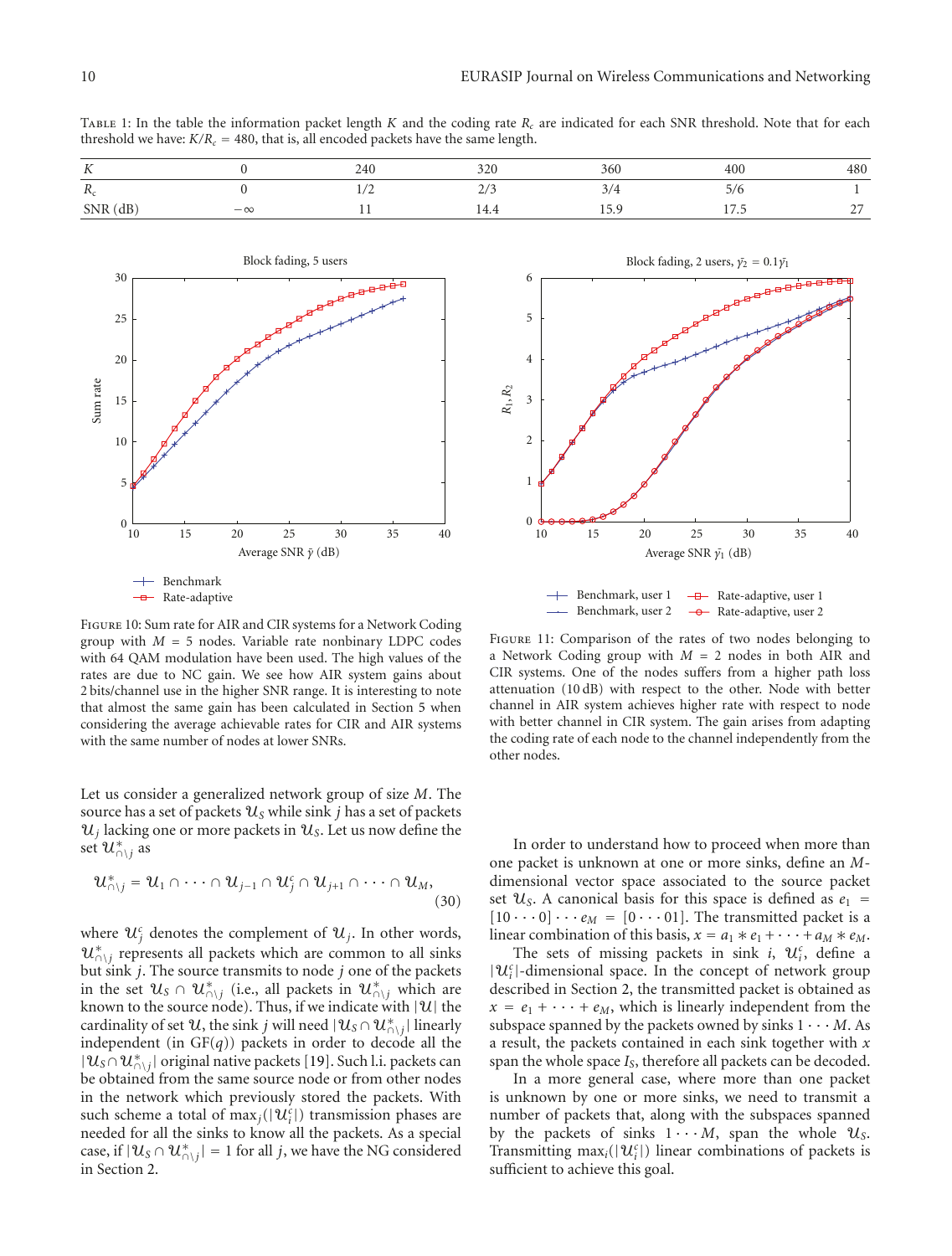Table 1: In the table the information packet length $K$ and the coding rate $R_c$ are indicated for each SNR threshold. Note that for each threshold we have: $K/R_c = 480$, that is, all encoded packets have the same length.

| $K$ | 0 | 240 | 320 | 360 | 400 | 480 |
|---|---|---|---|---|---|---|
| $R_c$ | 0 | 1/2 | 2/3 | 3/4 | 5/6 | 1 |
| SNR (dB) | $-\infty$ | 11 | 14.4 | 15.9 | 17.5 | 27 |

Figure 10: Sum rate for AIR and CIR systems for a Network Coding group with $M = 5$ nodes. Variable rate nonbinary LDPC codes with 64 QAM modulation have been used. The high values of the rates are due to NC gain. We see how AIR system gains about 2 bits/channel use in the higher SNR range. It is interesting to note that almost the same gain has been calculated in Section 5 when considering the average achievable rates for CIR and AIR systems with the same number of nodes at lower SNRs.

Figure 11: Comparison of the rates of two nodes belonging to a Network Coding group with $M = 2$ nodes in both AIR and CIR systems. One of the nodes suffers from a higher path loss attenuation (10 dB) with respect to the other. Node with better channel in AIR system achieves higher rate with respect to node with better channel in CIR system. The gain arises from adapting the coding rate of each node to the channel independently from the other nodes.

Let us consider a generalized network group of size $M$. The source has a set of packets $\mathcal{U}_S$ while sink $j$ has a set of packets $\mathcal{U}_j$ lacking one or more packets in $\mathcal{U}_S$. Let us now define the set $\mathcal{U}^*_{\cap\setminus j}$ as

$$\mathcal{U}^*_{\cap\setminus j} = \mathcal{U}_1 \cap \cdots \cap \mathcal{U}_{j-1} \cap \mathcal{U}^c_j \cap \mathcal{U}_{j+1} \cap \cdots \cap \mathcal{U}_M, \tag{30}$$

where $\mathcal{U}^c_j$ denotes the complement of $\mathcal{U}_j$. In other words, $\mathcal{U}^*_{\cap\setminus j}$ represents all packets which are common to all sinks but sink $j$. The source transmits to node $j$ one of the packets in the set $\mathcal{U}_S \cap \mathcal{U}^*_{\cap\setminus j}$ (i.e., all packets in $\mathcal{U}^*_{\cap\setminus j}$ which are known to the source node). Thus, if we indicate with $|\mathcal{U}|$ the cardinality of set $\mathcal{U}$, the sink $j$ will need $|\mathcal{U}_S \cap \mathcal{U}^*_{\cap\setminus j}|$ linearly independent (in GF($q$)) packets in order to decode all the $|\mathcal{U}_S \cap \mathcal{U}^*_{\cap\setminus j}|$ original native packets [19]. Such l.i. packets can be obtained from the same source node or from other nodes in the network which previously stored the packets. With such scheme a total of $\max_j(|\mathcal{U}^c_j|)$ transmission phases are needed for all the sinks to know all the packets. As a special case, if $|\mathcal{U}_S \cap \mathcal{U}^*_{\cap\setminus j}| = 1$ for all $j$, we have the NG considered in Section 2.

In order to understand how to proceed when more than one packet is unknown at one or more sinks, define an $M$-dimensional vector space associated to the source packet set $\mathcal{U}_S$. A canonical basis for this space is defined as $e_1 = [10\cdots 0] \cdots e_M = [0\cdots 01]$. The transmitted packet is a linear combination of this basis, $x = a_1 * e_1 + \cdots + a_M * e_M$.

The sets of missing packets in sink $i$, $\mathcal{U}^c_i$, define a $|\mathcal{U}^c_i|$-dimensional space. In the concept of network group described in Section 2, the transmitted packet is obtained as $x = e_1 + \cdots + e_M$, which is linearly independent from the subspace spanned by the packets owned by sinks $1\cdots M$. As a result, the packets contained in each sink together with $x$ span the whole space $I_S$, therefore all packets can be decoded.

In a more general case, where more than one packet is unknown by one or more sinks, we need to transmit a number of packets that, along with the subspaces spanned by the packets of sinks $1\cdots M$, span the whole $\mathcal{U}_S$. Transmitting $\max_i(|\mathcal{U}^c_i|)$ linear combinations of packets is sufficient to achieve this goal.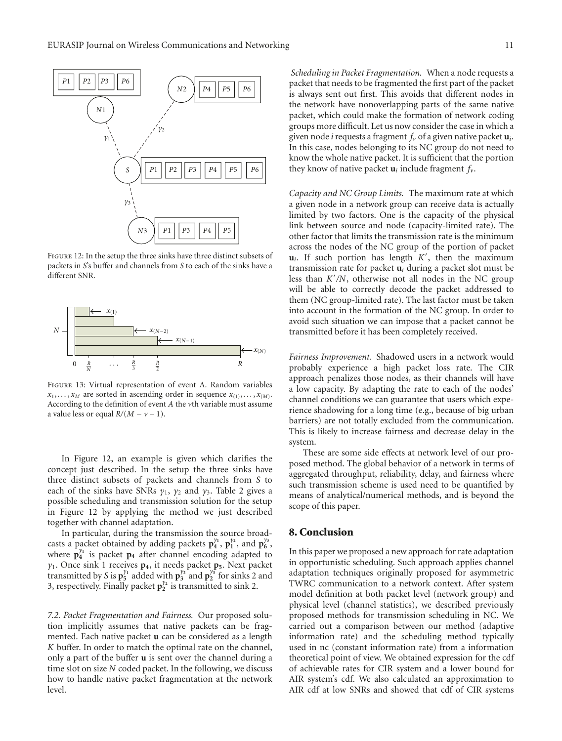P1 P2 P3 P6

N1

N2

P4 P5 P6

$\gamma_1$

$\gamma_2$

S

P1 P2 P3 P4 P5 P6

$\gamma_3$

N3

P1 P3 P4 P5

Figure 12: In the setup the three sinks have three distinct subsets of packets in $S$'s buffer and channels from $S$ to each of the sinks have a different SNR.

N

$x_{(1)}$

$x_{(N-2)}$

$x_{(N-1)}$

$x_{(N)}$

0 $\frac{R}{N}$ ... $\frac{R}{3}$ $\frac{R}{2}$ $R$

Figure 13: Virtual representation of event A. Random variables $x_1, \ldots, x_M$ are sorted in ascending order in sequence $x_{(1)}, \ldots, x_{(M)}$. According to the definition of event $A$ the $\nu$th variable must assume a value less or equal $R/(M - \nu + 1)$.

In Figure 12, an example is given which clarifies the concept just described. In the setup the three sinks have three distinct subsets of packets and channels from S to each of the sinks have SNRs $\gamma_1$, $\gamma_2$ and $\gamma_3$. Table 2 gives a possible scheduling and transmission solution for the setup in Figure 12 by applying the method we just described together with channel adaptation.

In particular, during the transmission the source broadcasts a packet obtained by adding packets $\mathbf{p}_4^{\gamma_1}$, $\mathbf{p}_1^{\gamma_2}$, and $\mathbf{p}_6^{\gamma_3}$, where $\mathbf{p}_4^{\gamma_1}$ is packet $\mathbf{p}_4$ after channel encoding adapted to $\gamma_1$. Once sink 1 receives $\mathbf{p}_4$, it needs packet $\mathbf{p}_5$. Next packet transmitted by $S$ is $\mathbf{p}_5^{\gamma_1}$ added with $\mathbf{p}_3^{\gamma_2}$ and $\mathbf{p}_2^{\gamma_3}$ for sinks 2 and 3, respectively. Finally packet $\mathbf{p}_2^{\gamma_2}$ is transmitted to sink 2.

*7.2. Packet Fragmentation and Fairness.* Our proposed solution implicitly assumes that native packets can be fragmented. Each native packet $\mathbf{u}$ can be considered as a length $K$ buffer. In order to match the optimal rate on the channel, only a part of the buffer $\mathbf{u}$ is sent over the channel during a time slot on size $N$ coded packet. In the following, we discuss how to handle native packet fragmentation at the network level.

*Scheduling in Packet Fragmentation.* When a node requests a packet that needs to be fragmented the first part of the packet is always sent out first. This avoids that different nodes in the network have nonoverlapping parts of the same native packet, which could make the formation of network coding groups more difficult. Let us now consider the case in which a given node $i$ requests a fragment $f_v$ of a given native packet $\mathbf{u}_i$. In this case, nodes belonging to its NC group do not need to know the whole native packet. It is sufficient that the portion they know of native packet $\mathbf{u}_i$ include fragment $f_v$.

*Capacity and NC Group Limits.* The maximum rate at which a given node in a network group can receive data is actually limited by two factors. One is the capacity of the physical link between source and node (capacity-limited rate). The other factor that limits the transmission rate is the minimum across the nodes of the NC group of the portion of packet $\mathbf{u}_i$. If such portion has length $K'$, then the maximum transmission rate for packet $\mathbf{u}_i$ during a packet slot must be less than $K'/N$, otherwise not all nodes in the NC group will be able to correctly decode the packet addressed to them (NC group-limited rate). The last factor must be taken into account in the formation of the NC group. In order to avoid such situation we can impose that a packet cannot be transmitted before it has been completely received.

*Fairness Improvement.* Shadowed users in a network would probably experience a high packet loss rate. The CIR approach penalizes those nodes, as their channels will have a low capacity. By adapting the rate to each of the nodes' channel conditions we can guarantee that users which experience shadowing for a long time (e.g., because of big urban barriers) are not totally excluded from the communication. This is likely to increase fairness and decrease delay in the system.

These are some side effects at network level of our proposed method. The global behavior of a network in terms of aggregated throughput, reliability, delay, and fairness where such transmission scheme is used need to be quantified by means of analytical/numerical methods, and is beyond the scope of this paper.

## 8. Conclusion

In this paper we proposed a new approach for rate adaptation in opportunistic scheduling. Such approach applies channel adaptation techniques originally proposed for asymmetric TWRC communication to a network context. After system model definition at both packet level (network group) and physical level (channel statistics), we described previously proposed methods for transmission scheduling in NC. We carried out a comparison between our method (adaptive information rate) and the scheduling method typically used in nc (constant information rate) from a information theoretical point of view. We obtained expression for the cdf of achievable rates for CIR system and a lower bound for AIR system's cdf. We also calculated an approximation to AIR cdf at low SNRs and showed that cdf of CIR systems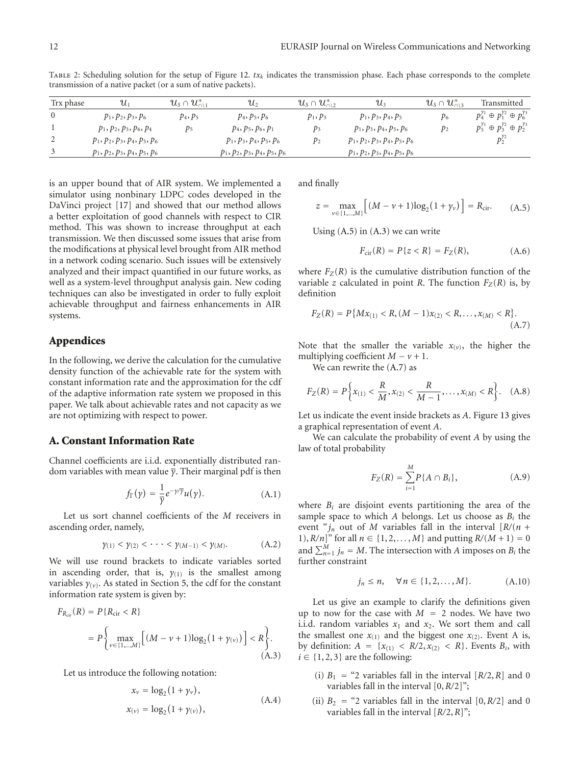Table 2: Scheduling solution for the setup of Figure 12. $tx_k$ indicates the transmission phase. Each phase corresponds to the complete transmission of a native packet (or a sum of native packets).

| Trx phase | $\mathcal{U}_1$ | $\mathcal{U}_S \cap \mathcal{U}^*_{\cap\setminus 1}$ | $\mathcal{U}_2$ | $\mathcal{U}_S \cap \mathcal{U}^*_{\cap\setminus 2}$ | $\mathcal{U}_3$ | $\mathcal{U}_S \cap \mathcal{U}^*_{\cap\setminus 3}$ | Transmitted |
|---|---|---|---|---|---|---|---|
| 0 | $p_1, p_2, p_3, p_6$ | $p_4, p_5$ | $p_4, p_5, p_6$ | $p_1, p_3$ | $p_1, p_3, p_4, p_5$ | $p_6$ | $p_4^{\gamma_1} \oplus p_1^{\gamma_2} \oplus p_6^{\gamma_3}$ |
| 1 | $p_1, p_2, p_3, p_6, p_4$ | $p_5$ | $p_4, p_5, p_6, p_1$ | $p_3$ | $p_1, p_3, p_4, p_5, p_6$ | $p_2$ | $p_5^{\gamma_1} \oplus p_3^{\gamma_2} \oplus p_2^{\gamma_3}$ |
| 2 | $p_1, p_2, p_3, p_4, p_5, p_6$ | | $p_1, p_3, p_4, p_5, p_6$ | $p_2$ | $p_1, p_2, p_3, p_4, p_5, p_6$ | | $p_2^{\gamma_2}$ |
| 3 | $p_1, p_2, p_3, p_4, p_5, p_6$ | | $p_1, p_2, p_3, p_4, p_5, p_6$ | | $p_1, p_2, p_3, p_4, p_5, p_6$ | | |

is an upper bound that of AIR system. We implemented a simulator using nonbinary LDPC codes developed in the DaVinci project [17] and showed that our method allows a better exploitation of good channels with respect to CIR method. This was shown to increase throughput at each transmission. We then discussed some issues that arise from the modifications at physical level brought from AIR method in a network coding scenario. Such issues will be extensively analyzed and their impact quantified in our future works, as well as a system-level throughput analysis gain. New coding techniques can also be investigated in order to fully exploit achievable throughput and fairness enhancements in AIR systems.

## Appendices

In the following, we derive the calculation for the cumulative density function of the achievable rate for the system with constant information rate and the approximation for the cdf of the adaptive information rate system we proposed in this paper. We talk about achievable rates and not capacity as we are not optimizing with respect to power.

## A. Constant Information Rate

Channel coefficients are i.i.d. exponentially distributed random variables with mean value $\overline{\gamma}$. Their marginal pdf is then

$$f_\Gamma(\gamma) = \frac{1}{\overline{\gamma}} e^{-\gamma/\overline{\gamma}} u(\gamma). \tag{A.1}$$

Let us sort channel coefficients of the $M$ receivers in ascending order, namely,

$$\gamma_{(1)} < \gamma_{(2)} < \cdots < \gamma_{(M-1)} < \gamma_{(M)}. \tag{A.2}$$

We will use round brackets to indicate variables sorted in ascending order, that is, $\gamma_{(1)}$ is the smallest among variables $\gamma_{(\nu)}$. As stated in Section 5, the cdf for the constant information rate system is given by:

$$\begin{aligned} F_{R_{\text{cir}}}(R) &= P\{R_{\text{cir}} < R\} \\ &= P\left\{ \max_{\nu \in \{1,\ldots,M\}} \left[ (M - \nu + 1)\log_2\left(1 + \gamma_{(\nu)}\right) \right] < R \right\}. \end{aligned} \tag{A.3}$$

Let us introduce the following notation:

$$\begin{aligned} x_\nu &= \log_2\left(1 + \gamma_\nu\right), \\ x_{(\nu)} &= \log_2\left(1 + \gamma_{(\nu)}\right), \end{aligned} \tag{A.4}$$

and finally

$$z = \max_{\nu \in \{1,\ldots,M\}} \left[ (M - \nu + 1)\log_2\left(1 + \gamma_\nu\right) \right] = R_{\text{cir}}. \tag{A.5}$$

Using (A.5) in (A.3) we can write

$$F_{\text{cir}}(R) = P\{z < R\} = F_Z(R), \tag{A.6}$$

where $F_Z(R)$ is the cumulative distribution function of the variable $z$ calculated in point $R$. The function $F_Z(R)$ is, by definition

$$F_Z(R) = P\left\{ M x_{(1)} < R, (M-1) x_{(2)} < R, \ldots, x_{(M)} < R \right\}. \tag{A.7}$$

Note that the smaller the variable $x_{(\nu)}$, the higher the multiplying coefficient $M - \nu + 1$.

We can rewrite the (A.7) as

$$F_Z(R) = P\left\{ x_{(1)} < \frac{R}{M}, x_{(2)} < \frac{R}{M-1}, \ldots, x_{(M)} < R \right\}. \tag{A.8}$$

Let us indicate the event inside brackets as $A$. Figure 13 gives a graphical representation of event $A$.

We can calculate the probability of event $A$ by using the law of total probability

$$F_Z(R) = \sum_{i=1}^{M} P\{A \cap B_i\}, \tag{A.9}$$

where $B_i$ are disjoint events partitioning the area of the sample space to which $A$ belongs. Let us choose as $B_i$ the event "$j_n$ out of $M$ variables fall in the interval $[R/(n+1), R/n]$" for all $n \in \{1, 2, \ldots, M\}$ and putting $R/(M+1) = 0$ and $\sum_{n=1}^{M} j_n = M$. The intersection with $A$ imposes on $B_i$ the further constraint

$$j_n \leq n, \quad \forall n \in \{1, 2, \ldots, M\}. \tag{A.10}$$

Let us give an example to clarify the definitions given up to now for the case with $M = 2$ nodes. We have two i.i.d. random variables $x_1$ and $x_2$. We sort them and call the smallest one $x_{(1)}$ and the biggest one $x_{(2)}$. Event A is, by definition: $A = \{x_{(1)} < R/2, x_{(2)} < R\}$. Events $B_i$, with $i \in \{1, 2, 3\}$ are the following:

(i) $B_1$ = "2 variables fall in the interval $[R/2, R]$ and 0 variables fall in the interval $[0, R/2]$";

(ii) $B_2$ = "2 variables fall in the interval $[0, R/2]$ and 0 variables fall in the interval $[R/2, R]$";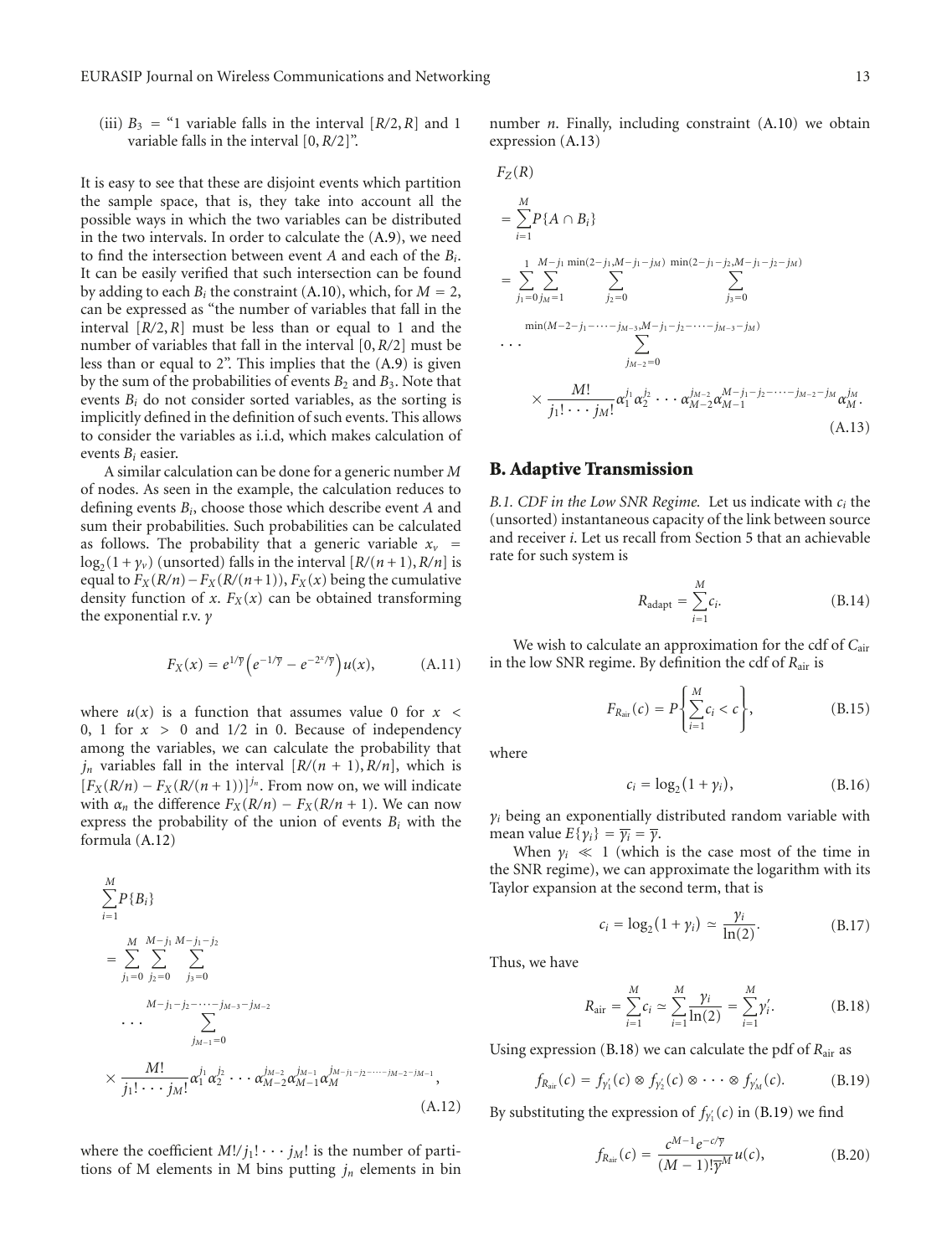(iii) $B_3$ = "1 variable falls in the interval $[R/2, R]$ and 1 variable falls in the interval $[0, R/2]$".

It is easy to see that these are disjoint events which partition the sample space, that is, they take into account all the possible ways in which the two variables can be distributed in the two intervals. In order to calculate the (A.9), we need to find the intersection between event $A$ and each of the $B_i$. It can be easily verified that such intersection can be found by adding to each $B_i$ the constraint (A.10), which, for $M = 2$, can be expressed as "the number of variables that fall in the interval $[R/2, R]$ must be less than or equal to 1 and the number of variables that fall in the interval $[0, R/2]$ must be less than or equal to 2". This implies that the (A.9) is given by the sum of the probabilities of events $B_2$ and $B_3$. Note that events $B_i$ do not consider sorted variables, as the sorting is implicitly defined in the definition of such events. This allows to consider the variables as i.i.d, which makes calculation of events $B_i$ easier.

A similar calculation can be done for a generic number $M$ of nodes. As seen in the example, the calculation reduces to defining events $B_i$, choose those which describe event $A$ and sum their probabilities. Such probabilities can be calculated as follows. The probability that a generic variable $x_\nu = \log_2(1 + \gamma_\nu)$ (unsorted) falls in the interval $[R/(n+1), R/n]$ is equal to $F_X(R/n) - F_X(R/(n+1))$, $F_X(x)$ being the cumulative density function of $x$. $F_X(x)$ can be obtained transforming the exponential r.v. $\gamma$

$$F_X(x) = e^{1/\overline{\gamma}}\left(e^{-1/\overline{\gamma}} - e^{-2^x/\overline{\gamma}}\right)u(x), \tag{A.11}$$

where $u(x)$ is a function that assumes value 0 for $x < 0$, 1 for $x > 0$ and 1/2 in 0. Because of independency among the variables, we can calculate the probability that $j_n$ variables fall in the interval $[R/(n+1), R/n]$, which is $[F_X(R/n) - F_X(R/(n+1))]^{j_n}$. From now on, we will indicate with $\alpha_n$ the difference $F_X(R/n) - F_X(R/n+1)$. We can now express the probability of the union of events $B_i$ with the formula (A.12)

$$\begin{aligned}
&\sum_{i=1}^{M} P\{B_i\} \\
&= \sum_{j_1=0}^{M} \sum_{j_2=0}^{M-j_1} \sum_{j_3=0}^{M-j_1-j_2} \\
&\cdots \sum_{j_{M-1}=0}^{M-j_1-j_2-\cdots-j_{M-3}-j_{M-2}} \\
&\times \frac{M!}{j_1! \cdots j_M!} \alpha_1^{j_1} \alpha_2^{j_2} \cdots \alpha_{M-2}^{j_{M-2}} \alpha_{M-1}^{j_{M-1}} \alpha_M^{j_{M-j_1-j_2-\cdots-j_{M-2}-j_{M-1}}},
\end{aligned} \tag{A.12}$$

where the coefficient $M!/j_1! \cdots j_M!$ is the number of partitions of M elements in M bins putting $j_n$ elements in bin number $n$. Finally, including constraint (A.10) we obtain expression (A.13)

$$\begin{aligned}
&F_Z(R) \\
&= \sum_{i=1}^{M} P\{A \cap B_i\} \\
&= \sum_{j_1=0}^{1} \sum_{j_M=1}^{M-j_1} \sum_{j_2=0}^{\min(2-j_1, M-j_1-j_M)} \sum_{j_3=0}^{\min(2-j_1-j_2, M-j_1-j_2-j_M)} \\
&\cdots \sum_{j_{M-2}=0}^{\min(M-2-j_1-\cdots-j_{M-3}, M-j_1-j_2-\cdots-j_{M-3}-j_M)} \\
&\times \frac{M!}{j_1! \cdots j_M!} \alpha_1^{j_1} \alpha_2^{j_2} \cdots \alpha_{M-2}^{j_{M-2}} \alpha_{M-1}^{M-j_1-j_2-\cdots-j_{M-2}-j_M} \alpha_M^{j_M}.
\end{aligned} \tag{A.13}$$

## B. Adaptive Transmission

*B.1. CDF in the Low SNR Regime.* Let us indicate with $c_i$ the (unsorted) instantaneous capacity of the link between source and receiver $i$. Let us recall from Section 5 that an achievable rate for such system is

$$R_{\text{adapt}} = \sum_{i=1}^{M} c_i. \tag{B.14}$$

We wish to calculate an approximation for the cdf of $C_{\text{air}}$ in the low SNR regime. By definition the cdf of $R_{\text{air}}$ is

$$F_{R_{\text{air}}}(c) = P\left\{\sum_{i=1}^{M} c_i < c\right\}, \tag{B.15}$$

where

$$c_i = \log_2(1 + \gamma_i), \tag{B.16}$$

$\gamma_i$ being an exponentially distributed random variable with mean value $E\{\gamma_i\} = \overline{\gamma_i} = \overline{\gamma}$.

When $\gamma_i \ll 1$ (which is the case most of the time in the SNR regime), we can approximate the logarithm with its Taylor expansion at the second term, that is

$$c_i = \log_2(1 + \gamma_i) \simeq \frac{\gamma_i}{\ln(2)}. \tag{B.17}$$

Thus, we have

$$R_{\text{air}} = \sum_{i=1}^{M} c_i \simeq \sum_{i=1}^{M} \frac{\gamma_i}{\ln(2)} = \sum_{i=1}^{M} \gamma_i'. \tag{B.18}$$

Using expression (B.18) we can calculate the pdf of $R_{\text{air}}$ as

$$f_{R_{\text{air}}}(c) = f_{\gamma_1'}(c) \otimes f_{\gamma_2'}(c) \otimes \cdots \otimes f_{\gamma_M'}(c). \tag{B.19}$$

By substituting the expression of $f_{\gamma_i'}(c)$ in (B.19) we find

$$f_{R_{\text{air}}}(c) = \frac{c^{M-1} e^{-c/\overline{\gamma}}}{(M-1)! \overline{\gamma}^M} u(c), \tag{B.20}$$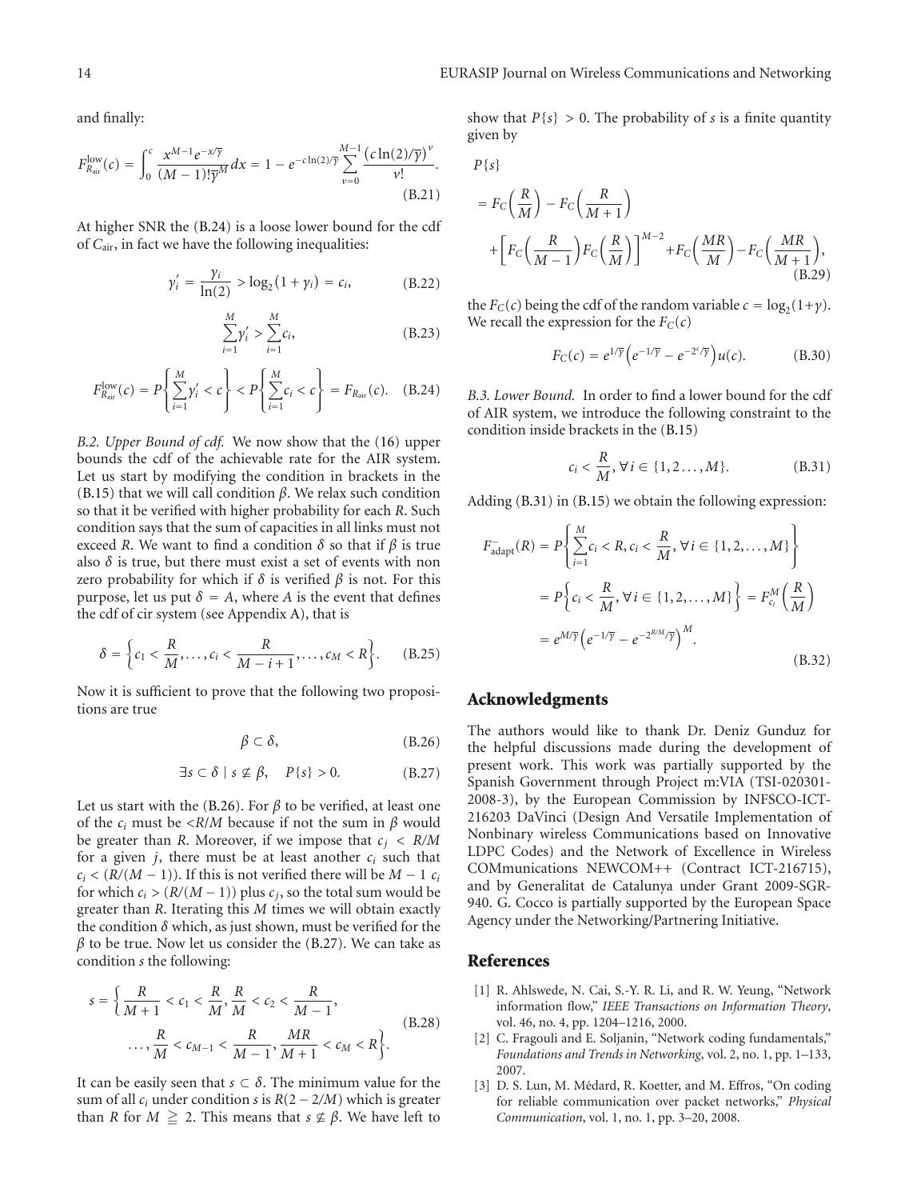and finally:

$$F_{R_{\text{air}}}^{\text{low}}(c) = \int_0^c \frac{x^{M-1} e^{-x/\overline{\gamma}}}{(M-1)!\overline{\gamma}^M} dx = 1 - e^{-c\ln(2)/\overline{\gamma}} \sum_{\nu=0}^{M-1} \frac{\left(c\ln(2)/\overline{\gamma}\right)^\nu}{\nu!}. \tag{B.21}$$

At higher SNR the (B.24) is a loose lower bound for the cdf of $C_{\text{air}}$, in fact we have the following inequalities:

$$\gamma_i' = \frac{\gamma_i}{\ln(2)} > \log_2(1+\gamma_i) = c_i, \tag{B.22}$$

$$\sum_{i=1}^M \gamma_i' > \sum_{i=1}^M c_i, \tag{B.23}$$

$$F_{R_{\text{air}}}^{\text{low}}(c) = P\left\{\sum_{i=1}^M \gamma_i' < c\right\} < P\left\{\sum_{i=1}^M c_i < c\right\} = F_{R_{\text{air}}}(c). \tag{B.24}$$

*B.2. Upper Bound of cdf.* We now show that the (16) upper bounds the cdf of the achievable rate for the AIR system. Let us start by modifying the condition in brackets in the (B.15) that we will call condition $\beta$. We relax such condition so that it be verified with higher probability for each $R$. Such condition says that the sum of capacities in all links must not exceed $R$. We want to find a condition $\delta$ so that if $\beta$ is true also $\delta$ is true, but there must exist a set of events with non zero probability for which if $\delta$ is verified $\beta$ is not. For this purpose, let us put $\delta = A$, where $A$ is the event that defines the cdf of cir system (see Appendix A), that is

$$\delta = \left\{c_1 < \frac{R}{M}, \ldots, c_i < \frac{R}{M-i+1}, \ldots, c_M < R\right\}. \tag{B.25}$$

Now it is sufficient to prove that the following two propositions are true

$$\beta \subset \delta, \tag{B.26}$$

$$\exists s \subset \delta \mid s \not\subseteq \beta, \quad P\{s\} > 0. \tag{B.27}$$

Let us start with the (B.26). For $\beta$ to be verified, at least one of the $c_i$ must be $<R/M$ because if not the sum in $\beta$ would be greater than $R$. Moreover, if we impose that $c_j < R/M$ for a given $j$, there must be at least another $c_i$ such that $c_i < (R/(M-1))$. If this is not verified there will be $M-1$ $c_i$ for which $c_i > (R/(M-1))$ plus $c_j$, so the total sum would be greater than $R$. Iterating this $M$ times we will obtain exactly the condition $\delta$ which, as just shown, must be verified for the $\beta$ to be true. Now let us consider the (B.27). We can take as condition $s$ the following:

$$\begin{aligned} s = \Big\{ &\frac{R}{M+1} < c_1 < \frac{R}{M}, \frac{R}{M} < c_2 < \frac{R}{M-1}, \\ &\ldots, \frac{R}{M} < c_{M-1} < \frac{R}{M-1}, \frac{MR}{M+1} < c_M < R \Big\}. \end{aligned} \tag{B.28}$$

It can be easily seen that $s \subset \delta$. The minimum value for the sum of all $c_i$ under condition $s$ is $R(2-2/M)$ which is greater than $R$ for $M \geqq 2$. This means that $s \not\subseteq \beta$. We have left to show that $P\{s\} > 0$. The probability of $s$ is a finite quantity given by

$$\begin{aligned} &P\{s\} \\ &= F_C\left(\frac{R}{M}\right) - F_C\left(\frac{R}{M+1}\right) \\ &\quad + \left[F_C\left(\frac{R}{M-1}\right) F_C\left(\frac{R}{M}\right)\right]^{M-2} + F_C\left(\frac{MR}{M}\right) - F_C\left(\frac{MR}{M+1}\right), \end{aligned} \tag{B.29}$$

the $F_C(c)$ being the cdf of the random variable $c = \log_2(1+\gamma)$. We recall the expression for the $F_C(c)$

$$F_C(c) = e^{1/\overline{\gamma}}\left(e^{-1/\overline{\gamma}} - e^{-2^c/\overline{\gamma}}\right) u(c). \tag{B.30}$$

*B.3. Lower Bound.* In order to find a lower bound for the cdf of AIR system, we introduce the following constraint to the condition inside brackets in the (B.15)

$$c_i < \frac{R}{M}, \forall i \in \{1, 2 \ldots, M\}. \tag{B.31}$$

Adding (B.31) in (B.15) we obtain the following expression:

$$\begin{aligned} F_{\text{adapt}}^{-}(R) &= P\left\{\sum_{i=1}^M c_i < R, c_i < \frac{R}{M}, \forall i \in \{1, 2, \ldots, M\}\right\} \\ &= P\left\{c_i < \frac{R}{M}, \forall i \in \{1, 2, \ldots, M\}\right\} = F_{c_i}^M\left(\frac{R}{M}\right) \\ &= e^{M/\overline{\gamma}}\left(e^{-1/\overline{\gamma}} - e^{-2^{R/M}/\overline{\gamma}}\right)^M. \end{aligned} \tag{B.32}$$

## Acknowledgments

The authors would like to thank Dr. Deniz Gunduz for the helpful discussions made during the development of present work. This work was partially supported by the Spanish Government through Project m:VIA (TSI-020301-2008-3), by the European Commission by INFSCO-ICT-216203 DaVinci (Design And Versatile Implementation of Nonbinary wireless Communications based on Innovative LDPC Codes) and the Network of Excellence in Wireless COMmunications NEWCOM++ (Contract ICT-216715), and by Generalitat de Catalunya under Grant 2009-SGR-940. G. Cocco is partially supported by the European Space Agency under the Networking/Partnering Initiative.

## References

[1] R. Ahlswede, N. Cai, S.-Y. R. Li, and R. W. Yeung, "Network information flow," *IEEE Transactions on Information Theory*, vol. 46, no. 4, pp. 1204–1216, 2000.

[2] C. Fragouli and E. Soljanin, "Network coding fundamentals," *Foundations and Trends in Networking*, vol. 2, no. 1, pp. 1–133, 2007.

[3] D. S. Lun, M. Médard, R. Koetter, and M. Effros, "On coding for reliable communication over packet networks," *Physical Communication*, vol. 1, no. 1, pp. 3–20, 2008.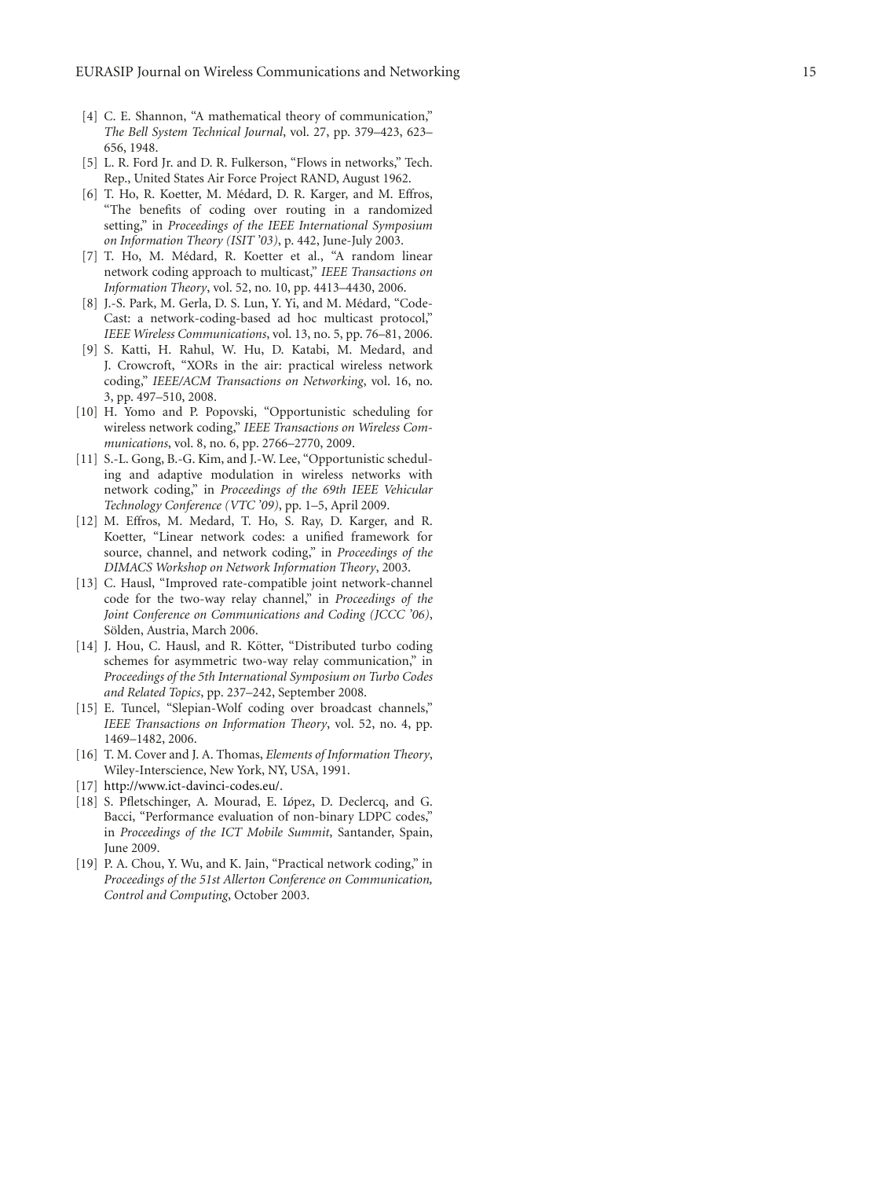[4] C. E. Shannon, "A mathematical theory of communication," *The Bell System Technical Journal*, vol. 27, pp. 379–423, 623–656, 1948.

[5] L. R. Ford Jr. and D. R. Fulkerson, "Flows in networks," Tech. Rep., United States Air Force Project RAND, August 1962.

[6] T. Ho, R. Koetter, M. Médard, D. R. Karger, and M. Effros, "The benefits of coding over routing in a randomized setting," in *Proceedings of the IEEE International Symposium on Information Theory (ISIT '03)*, p. 442, June-July 2003.

[7] T. Ho, M. Médard, R. Koetter et al., "A random linear network coding approach to multicast," *IEEE Transactions on Information Theory*, vol. 52, no. 10, pp. 4413–4430, 2006.

[8] J.-S. Park, M. Gerla, D. S. Lun, Y. Yi, and M. Médard, "Code-Cast: a network-coding-based ad hoc multicast protocol," *IEEE Wireless Communications*, vol. 13, no. 5, pp. 76–81, 2006.

[9] S. Katti, H. Rahul, W. Hu, D. Katabi, M. Medard, and J. Crowcroft, "XORs in the air: practical wireless network coding," *IEEE/ACM Transactions on Networking*, vol. 16, no. 3, pp. 497–510, 2008.

[10] H. Yomo and P. Popovski, "Opportunistic scheduling for wireless network coding," *IEEE Transactions on Wireless Communications*, vol. 8, no. 6, pp. 2766–2770, 2009.

[11] S.-L. Gong, B.-G. Kim, and J.-W. Lee, "Opportunistic scheduling and adaptive modulation in wireless networks with network coding," in *Proceedings of the 69th IEEE Vehicular Technology Conference (VTC '09)*, pp. 1–5, April 2009.

[12] M. Effros, M. Medard, T. Ho, S. Ray, D. Karger, and R. Koetter, "Linear network codes: a unified framework for source, channel, and network coding," in *Proceedings of the DIMACS Workshop on Network Information Theory*, 2003.

[13] C. Hausl, "Improved rate-compatible joint network-channel code for the two-way relay channel," in *Proceedings of the Joint Conference on Communications and Coding (JCCC '06)*, Sölden, Austria, March 2006.

[14] J. Hou, C. Hausl, and R. Kötter, "Distributed turbo coding schemes for asymmetric two-way relay communication," in *Proceedings of the 5th International Symposium on Turbo Codes and Related Topics*, pp. 237–242, September 2008.

[15] E. Tuncel, "Slepian-Wolf coding over broadcast channels," *IEEE Transactions on Information Theory*, vol. 52, no. 4, pp. 1469–1482, 2006.

[16] T. M. Cover and J. A. Thomas, *Elements of Information Theory*, Wiley-Interscience, New York, NY, USA, 1991.

[17] http://www.ict-davinci-codes.eu/.

[18] S. Pfletschinger, A. Mourad, E. López, D. Declercq, and G. Bacci, "Performance evaluation of non-binary LDPC codes," in *Proceedings of the ICT Mobile Summit*, Santander, Spain, June 2009.

[19] P. A. Chou, Y. Wu, and K. Jain, "Practical network coding," in *Proceedings of the 51st Allerton Conference on Communication, Control and Computing*, October 2003.